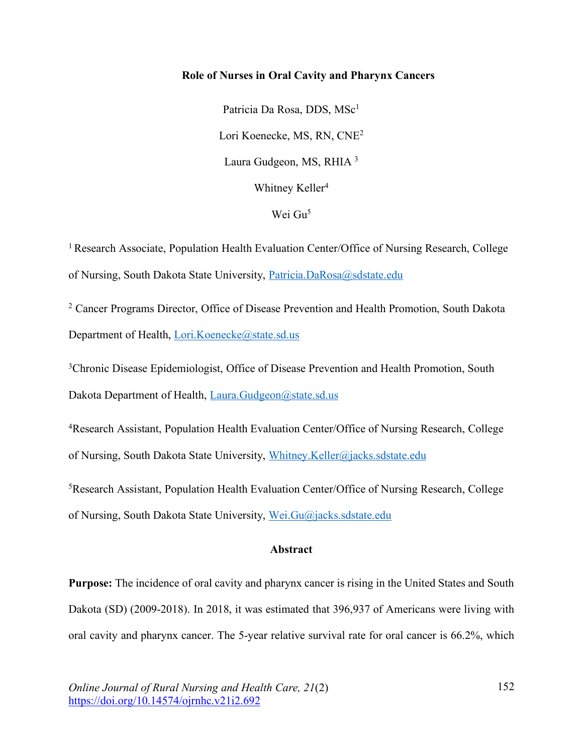# Role of Nurses in Oral Cavity and Pharynx Cancers

Patricia Da Rosa, DDS, MSc[1]

Lori Koenecke, MS, RN, CNE[2]

Laura Gudgeon, MS, RHIA [3]

Whitney Keller[4]

Wei Gu[5]

[1] Research Associate, Population Health Evaluation Center/Office of Nursing Research, College of Nursing, South Dakota State University, Patricia.DaRosa@sdstate.edu

[2] Cancer Programs Director, Office of Disease Prevention and Health Promotion, South Dakota Department of Health, Lori.Koenecke@state.sd.us

[3] Chronic Disease Epidemiologist, Office of Disease Prevention and Health Promotion, South Dakota Department of Health, Laura.Gudgeon@state.sd.us

[4] Research Assistant, Population Health Evaluation Center/Office of Nursing Research, College of Nursing, South Dakota State University, Whitney.Keller@jacks.sdstate.edu

[5] Research Assistant, Population Health Evaluation Center/Office of Nursing Research, College of Nursing, South Dakota State University, Wei.Gu@jacks.sdstate.edu

## Abstract

**Purpose:** The incidence of oral cavity and pharynx cancer is rising in the United States and South Dakota (SD) (2009-2018). In 2018, it was estimated that 396,937 of Americans were living with oral cavity and pharynx cancer. The 5-year relative survival rate for oral cancer is 66.2%, which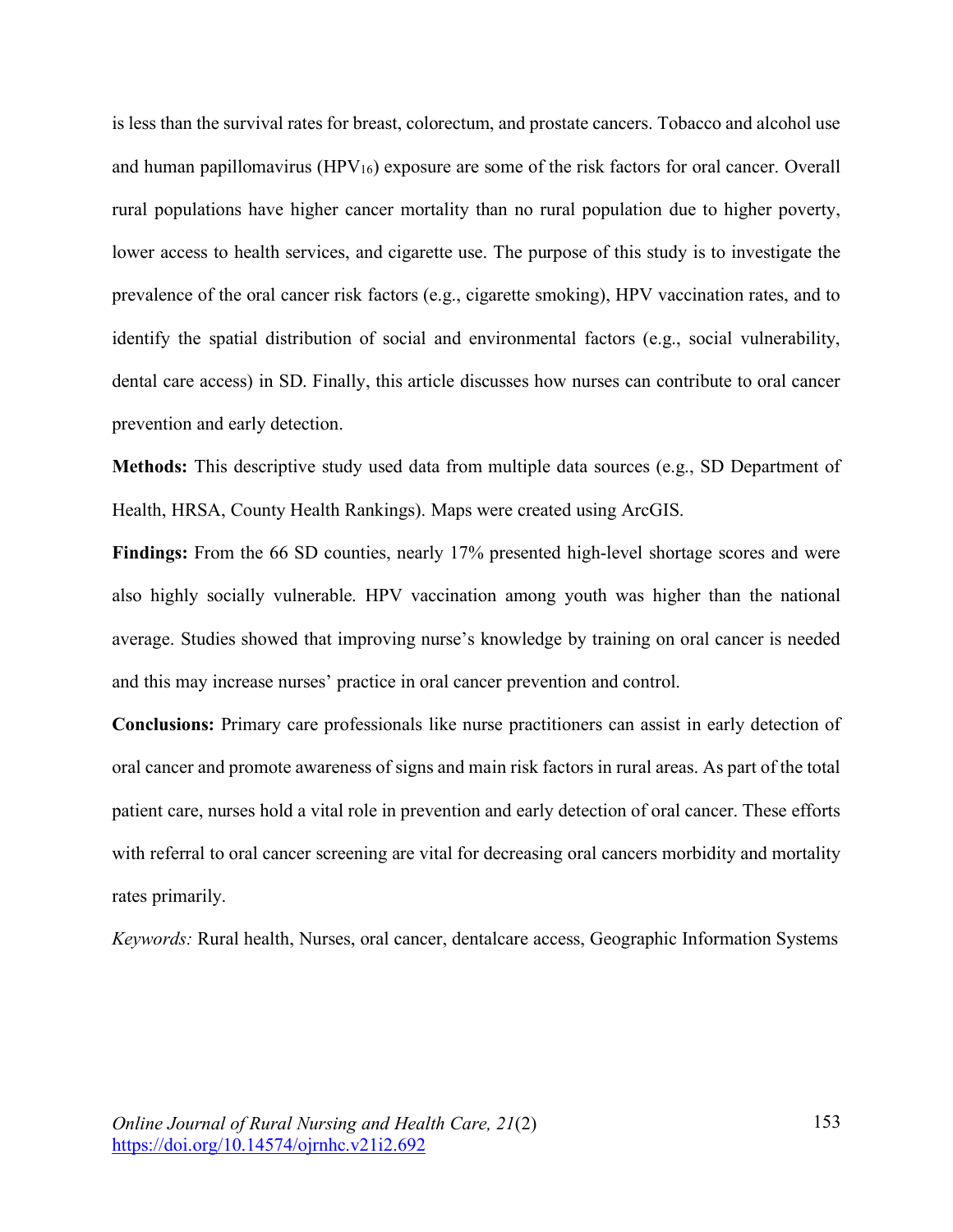is less than the survival rates for breast, colorectum, and prostate cancers. Tobacco and alcohol use and human papillomavirus ($HPV_{16}$) exposure are some of the risk factors for oral cancer. Overall rural populations have higher cancer mortality than no rural population due to higher poverty, lower access to health services, and cigarette use. The purpose of this study is to investigate the prevalence of the oral cancer risk factors (e.g., cigarette smoking), HPV vaccination rates, and to identify the spatial distribution of social and environmental factors (e.g., social vulnerability, dental care access) in SD. Finally, this article discusses how nurses can contribute to oral cancer prevention and early detection.

**Methods:** This descriptive study used data from multiple data sources (e.g., SD Department of Health, HRSA, County Health Rankings). Maps were created using ArcGIS.

**Findings:** From the 66 SD counties, nearly 17% presented high-level shortage scores and were also highly socially vulnerable. HPV vaccination among youth was higher than the national average. Studies showed that improving nurse's knowledge by training on oral cancer is needed and this may increase nurses' practice in oral cancer prevention and control.

**Conclusions:** Primary care professionals like nurse practitioners can assist in early detection of oral cancer and promote awareness of signs and main risk factors in rural areas. As part of the total patient care, nurses hold a vital role in prevention and early detection of oral cancer. These efforts with referral to oral cancer screening are vital for decreasing oral cancers morbidity and mortality rates primarily.

*Keywords:* Rural health, Nurses, oral cancer, dentalcare access, Geographic Information Systems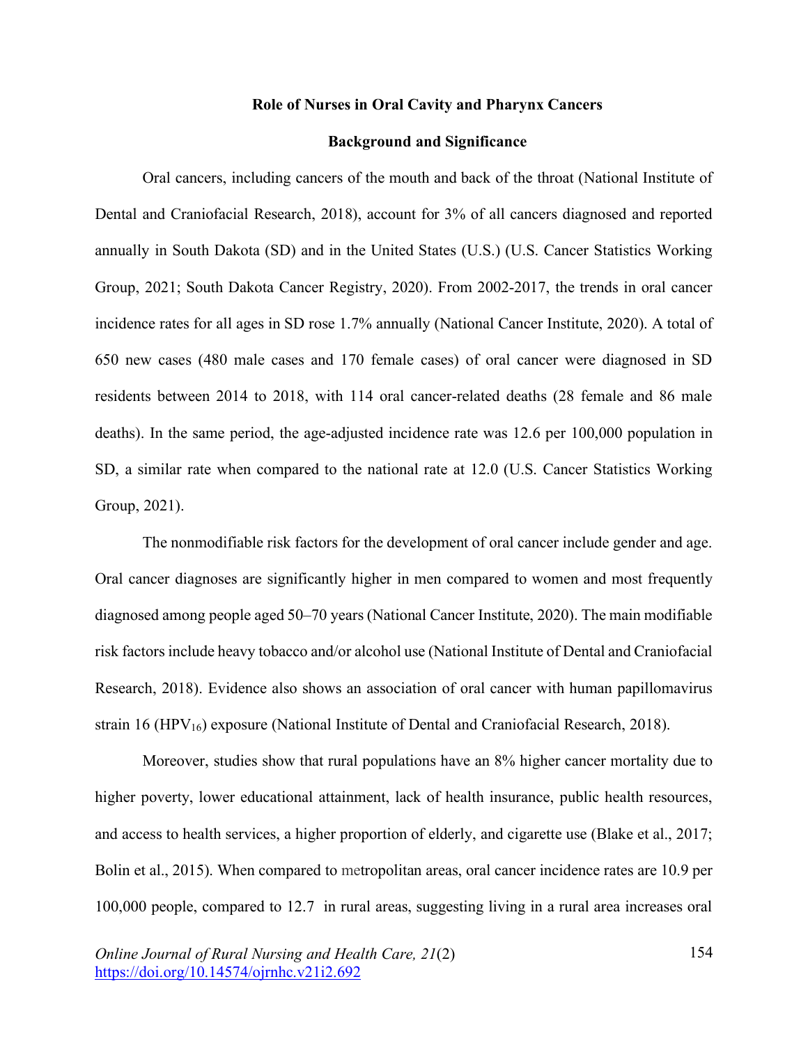## Role of Nurses in Oral Cavity and Pharynx Cancers

### Background and Significance

Oral cancers, including cancers of the mouth and back of the throat (National Institute of Dental and Craniofacial Research, 2018), account for 3% of all cancers diagnosed and reported annually in South Dakota (SD) and in the United States (U.S.) (U.S. Cancer Statistics Working Group, 2021; South Dakota Cancer Registry, 2020). From 2002-2017, the trends in oral cancer incidence rates for all ages in SD rose 1.7% annually (National Cancer Institute, 2020). A total of 650 new cases (480 male cases and 170 female cases) of oral cancer were diagnosed in SD residents between 2014 to 2018, with 114 oral cancer-related deaths (28 female and 86 male deaths). In the same period, the age-adjusted incidence rate was 12.6 per 100,000 population in SD, a similar rate when compared to the national rate at 12.0 (U.S. Cancer Statistics Working Group, 2021).

The nonmodifiable risk factors for the development of oral cancer include gender and age. Oral cancer diagnoses are significantly higher in men compared to women and most frequently diagnosed among people aged 50–70 years (National Cancer Institute, 2020). The main modifiable risk factors include heavy tobacco and/or alcohol use (National Institute of Dental and Craniofacial Research, 2018). Evidence also shows an association of oral cancer with human papillomavirus strain 16 ($HPV_{16}$) exposure (National Institute of Dental and Craniofacial Research, 2018).

Moreover, studies show that rural populations have an 8% higher cancer mortality due to higher poverty, lower educational attainment, lack of health insurance, public health resources, and access to health services, a higher proportion of elderly, and cigarette use (Blake et al., 2017; Bolin et al., 2015). When compared to metropolitan areas, oral cancer incidence rates are 10.9 per 100,000 people, compared to 12.7 in rural areas, suggesting living in a rural area increases oral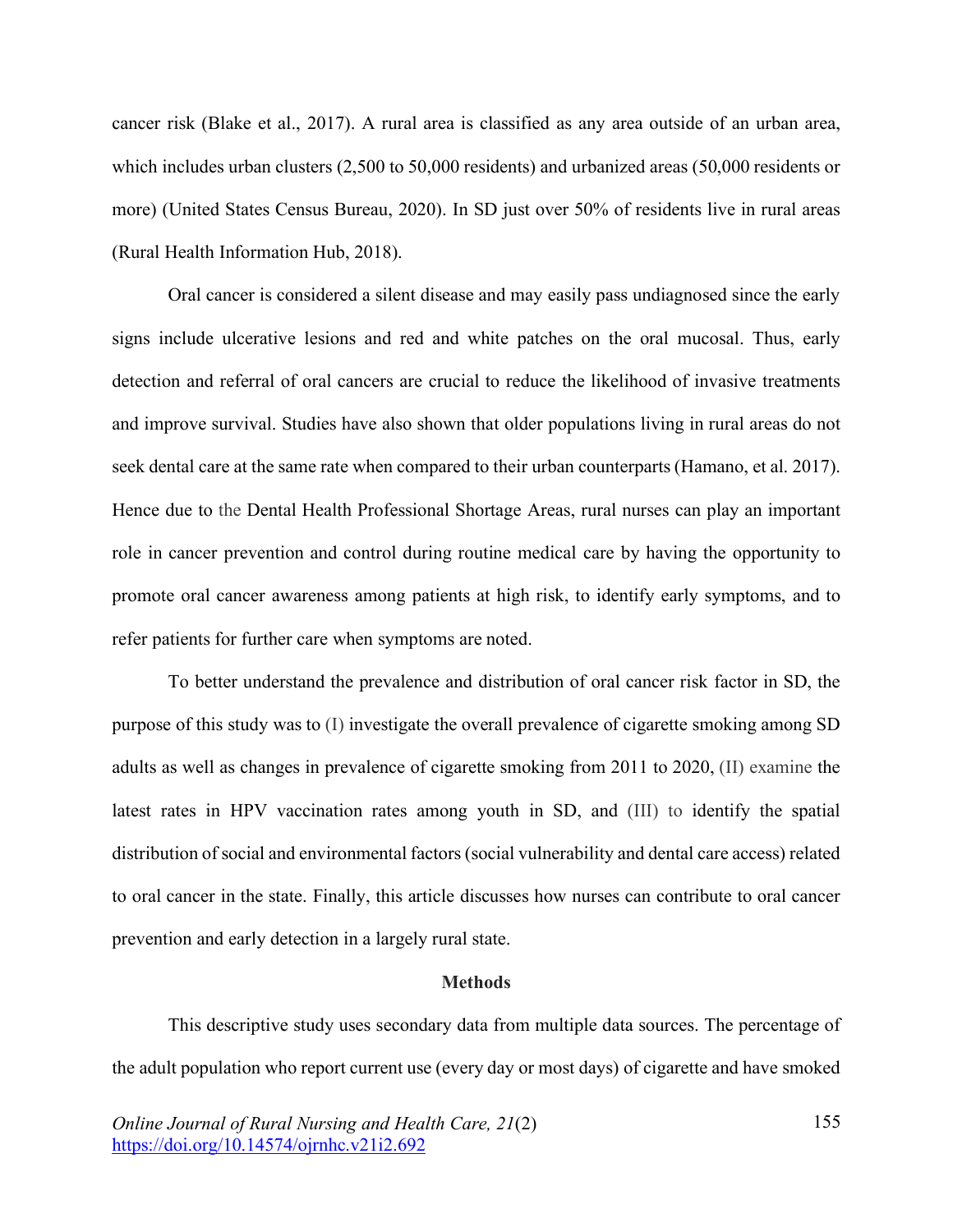cancer risk (Blake et al., 2017). A rural area is classified as any area outside of an urban area, which includes urban clusters (2,500 to 50,000 residents) and urbanized areas (50,000 residents or more) (United States Census Bureau, 2020). In SD just over 50% of residents live in rural areas (Rural Health Information Hub, 2018).

Oral cancer is considered a silent disease and may easily pass undiagnosed since the early signs include ulcerative lesions and red and white patches on the oral mucosal. Thus, early detection and referral of oral cancers are crucial to reduce the likelihood of invasive treatments and improve survival. Studies have also shown that older populations living in rural areas do not seek dental care at the same rate when compared to their urban counterparts (Hamano, et al. 2017). Hence due to the Dental Health Professional Shortage Areas, rural nurses can play an important role in cancer prevention and control during routine medical care by having the opportunity to promote oral cancer awareness among patients at high risk, to identify early symptoms, and to refer patients for further care when symptoms are noted.

To better understand the prevalence and distribution of oral cancer risk factor in SD, the purpose of this study was to (I) investigate the overall prevalence of cigarette smoking among SD adults as well as changes in prevalence of cigarette smoking from 2011 to 2020, (II) examine the latest rates in HPV vaccination rates among youth in SD, and (III) to identify the spatial distribution of social and environmental factors (social vulnerability and dental care access) related to oral cancer in the state. Finally, this article discusses how nurses can contribute to oral cancer prevention and early detection in a largely rural state.

## Methods

This descriptive study uses secondary data from multiple data sources. The percentage of the adult population who report current use (every day or most days) of cigarette and have smoked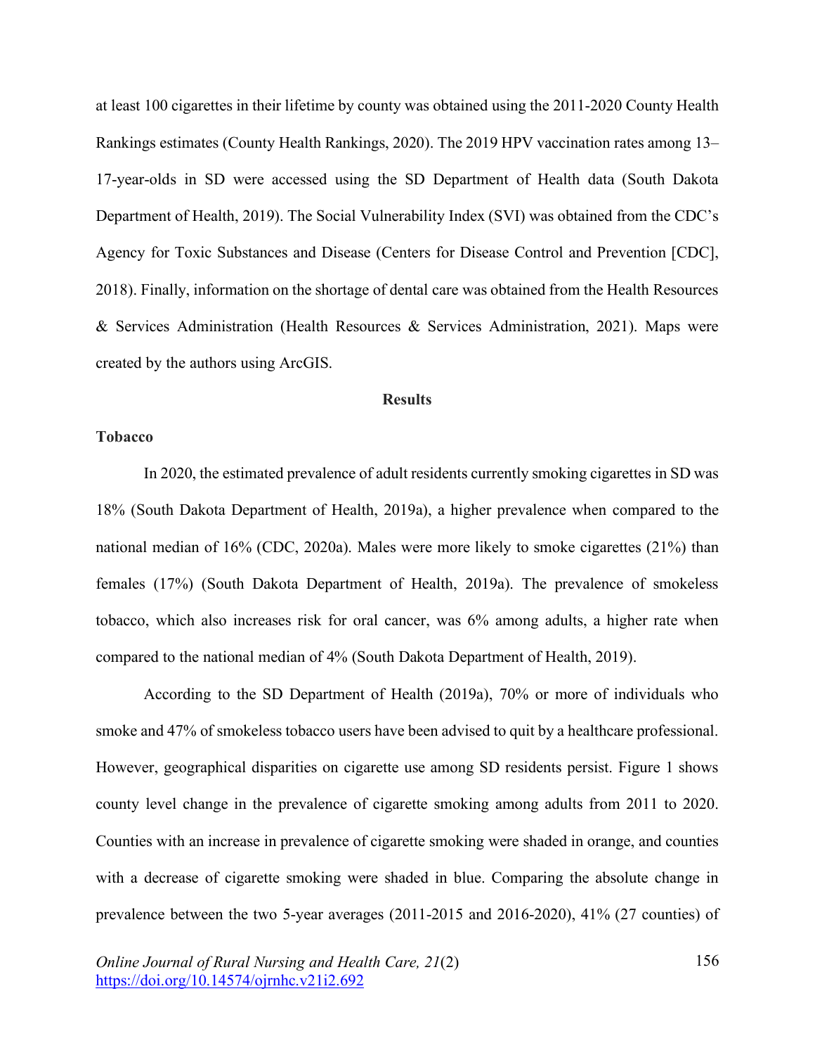at least 100 cigarettes in their lifetime by county was obtained using the 2011-2020 County Health Rankings estimates (County Health Rankings, 2020). The 2019 HPV vaccination rates among 13–17-year-olds in SD were accessed using the SD Department of Health data (South Dakota Department of Health, 2019). The Social Vulnerability Index (SVI) was obtained from the CDC's Agency for Toxic Substances and Disease (Centers for Disease Control and Prevention [CDC], 2018). Finally, information on the shortage of dental care was obtained from the Health Resources & Services Administration (Health Resources & Services Administration, 2021). Maps were created by the authors using ArcGIS.

## Results

### Tobacco

In 2020, the estimated prevalence of adult residents currently smoking cigarettes in SD was 18% (South Dakota Department of Health, 2019a), a higher prevalence when compared to the national median of 16% (CDC, 2020a). Males were more likely to smoke cigarettes (21%) than females (17%) (South Dakota Department of Health, 2019a). The prevalence of smokeless tobacco, which also increases risk for oral cancer, was 6% among adults, a higher rate when compared to the national median of 4% (South Dakota Department of Health, 2019).

According to the SD Department of Health (2019a), 70% or more of individuals who smoke and 47% of smokeless tobacco users have been advised to quit by a healthcare professional. However, geographical disparities on cigarette use among SD residents persist. Figure 1 shows county level change in the prevalence of cigarette smoking among adults from 2011 to 2020. Counties with an increase in prevalence of cigarette smoking were shaded in orange, and counties with a decrease of cigarette smoking were shaded in blue. Comparing the absolute change in prevalence between the two 5-year averages (2011-2015 and 2016-2020), 41% (27 counties) of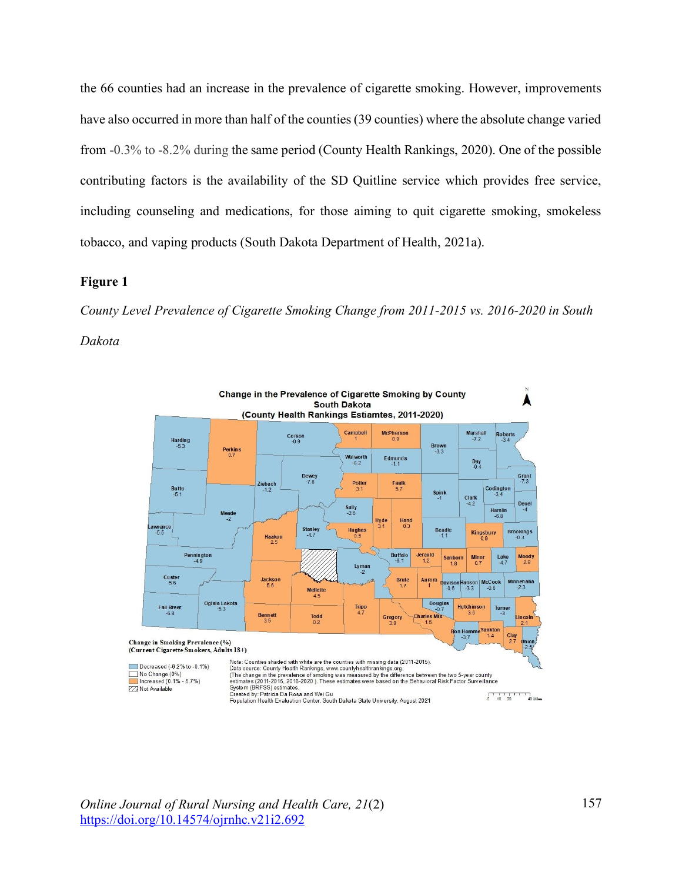the 66 counties had an increase in the prevalence of cigarette smoking. However, improvements have also occurred in more than half of the counties (39 counties) where the absolute change varied from -0.3% to -8.2% during the same period (County Health Rankings, 2020). One of the possible contributing factors is the availability of the SD Quitline service which provides free service, including counseling and medications, for those aiming to quit cigarette smoking, smokeless tobacco, and vaping products (South Dakota Department of Health, 2021a).

**Figure 1**

*County Level Prevalence of Cigarette Smoking Change from 2011-2015 vs. 2016-2020 in South Dakota*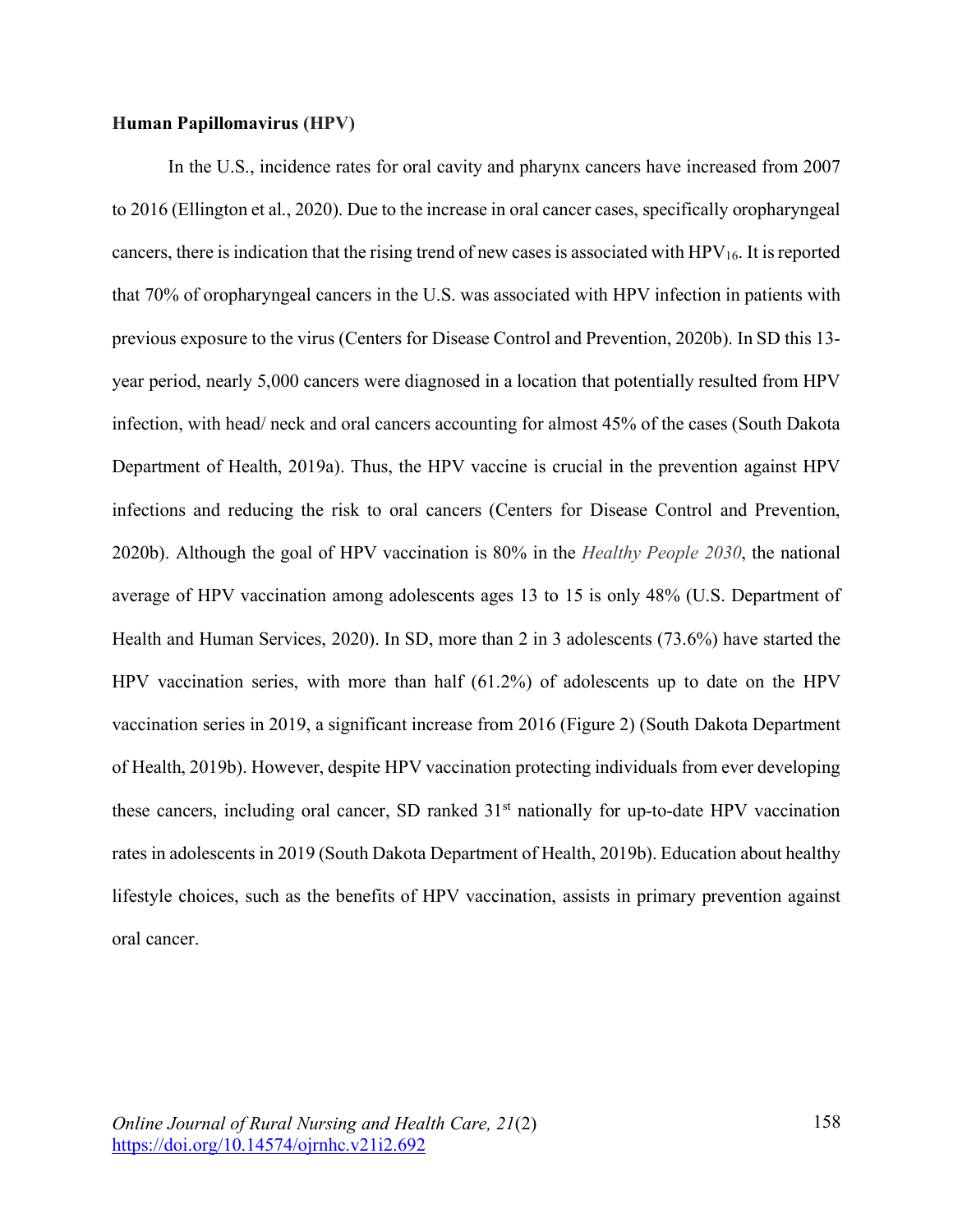**Human Papillomavirus (HPV)**

In the U.S., incidence rates for oral cavity and pharynx cancers have increased from 2007 to 2016 (Ellington et al., 2020). Due to the increase in oral cancer cases, specifically oropharyngeal cancers, there is indication that the rising trend of new cases is associated with $HPV_{16}$. It is reported that 70% of oropharyngeal cancers in the U.S. was associated with HPV infection in patients with previous exposure to the virus (Centers for Disease Control and Prevention, 2020b). In SD this 13-year period, nearly 5,000 cancers were diagnosed in a location that potentially resulted from HPV infection, with head/ neck and oral cancers accounting for almost 45% of the cases (South Dakota Department of Health, 2019a). Thus, the HPV vaccine is crucial in the prevention against HPV infections and reducing the risk to oral cancers (Centers for Disease Control and Prevention, 2020b). Although the goal of HPV vaccination is 80% in the *Healthy People 2030*, the national average of HPV vaccination among adolescents ages 13 to 15 is only 48% (U.S. Department of Health and Human Services, 2020). In SD, more than 2 in 3 adolescents (73.6%) have started the HPV vaccination series, with more than half (61.2%) of adolescents up to date on the HPV vaccination series in 2019, a significant increase from 2016 (Figure 2) (South Dakota Department of Health, 2019b). However, despite HPV vaccination protecting individuals from ever developing these cancers, including oral cancer, SD ranked 31st nationally for up-to-date HPV vaccination rates in adolescents in 2019 (South Dakota Department of Health, 2019b). Education about healthy lifestyle choices, such as the benefits of HPV vaccination, assists in primary prevention against oral cancer.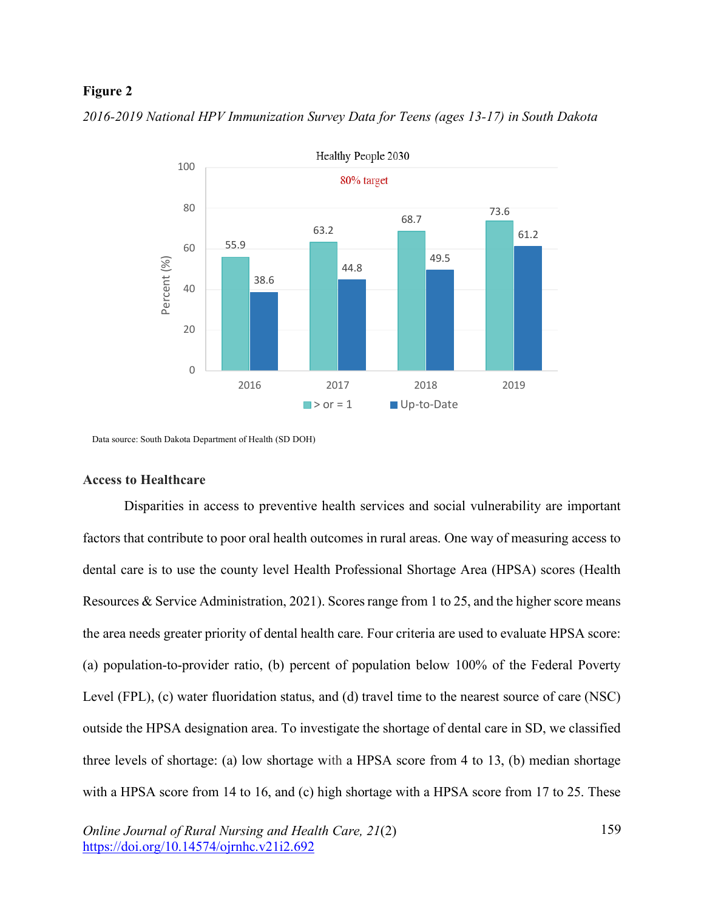**Figure 2**

*2016-2019 National HPV Immunization Survey Data for Teens (ages 13-17) in South Dakota*

| Year | > or = 1 | Up-to-Date |
|---|---|---|
| 2016 | 55.9 | 38.6 |
| 2017 | 63.2 | 44.8 |
| 2018 | 68.7 | 49.5 |
| 2019 | 73.6 | 61.2 |

Healthy People 2030 80% target

Data source: South Dakota Department of Health (SD DOH)

### Access to Healthcare

Disparities in access to preventive health services and social vulnerability are important factors that contribute to poor oral health outcomes in rural areas. One way of measuring access to dental care is to use the county level Health Professional Shortage Area (HPSA) scores (Health Resources & Service Administration, 2021). Scores range from 1 to 25, and the higher score means the area needs greater priority of dental health care. Four criteria are used to evaluate HPSA score: (a) population-to-provider ratio, (b) percent of population below 100% of the Federal Poverty Level (FPL), (c) water fluoridation status, and (d) travel time to the nearest source of care (NSC) outside the HPSA designation area. To investigate the shortage of dental care in SD, we classified three levels of shortage: (a) low shortage with a HPSA score from 4 to 13, (b) median shortage with a HPSA score from 14 to 16, and (c) high shortage with a HPSA score from 17 to 25. These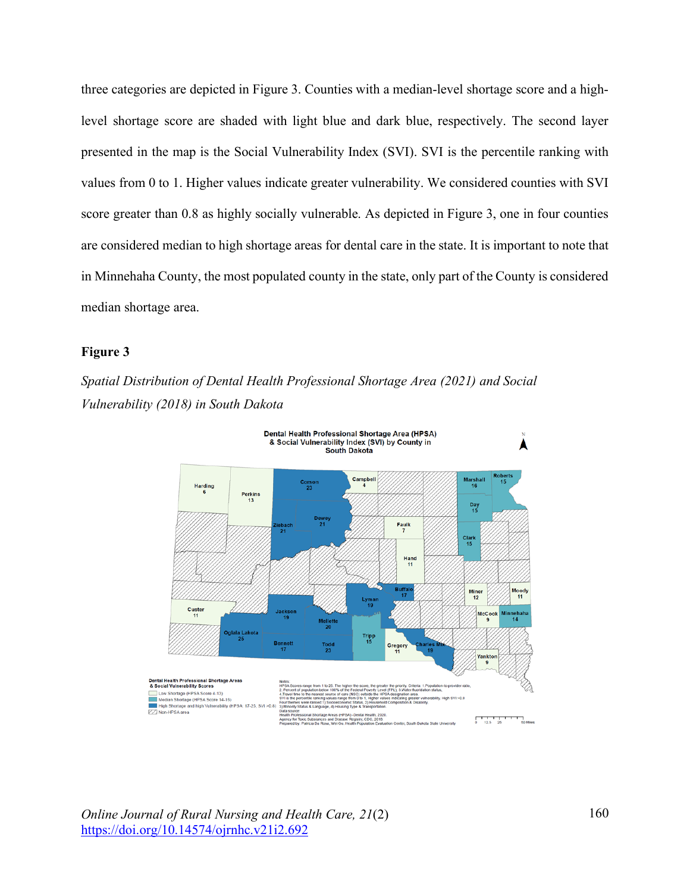three categories are depicted in Figure 3. Counties with a median-level shortage score and a high-level shortage score are shaded with light blue and dark blue, respectively. The second layer presented in the map is the Social Vulnerability Index (SVI). SVI is the percentile ranking with values from 0 to 1. Higher values indicate greater vulnerability. We considered counties with SVI score greater than 0.8 as highly socially vulnerable. As depicted in Figure 3, one in four counties are considered median to high shortage areas for dental care in the state. It is important to note that in Minnehaha County, the most populated county in the state, only part of the County is considered median shortage area.

**Figure 3**

*Spatial Distribution of Dental Health Professional Shortage Area (2021) and Social Vulnerability (2018) in South Dakota*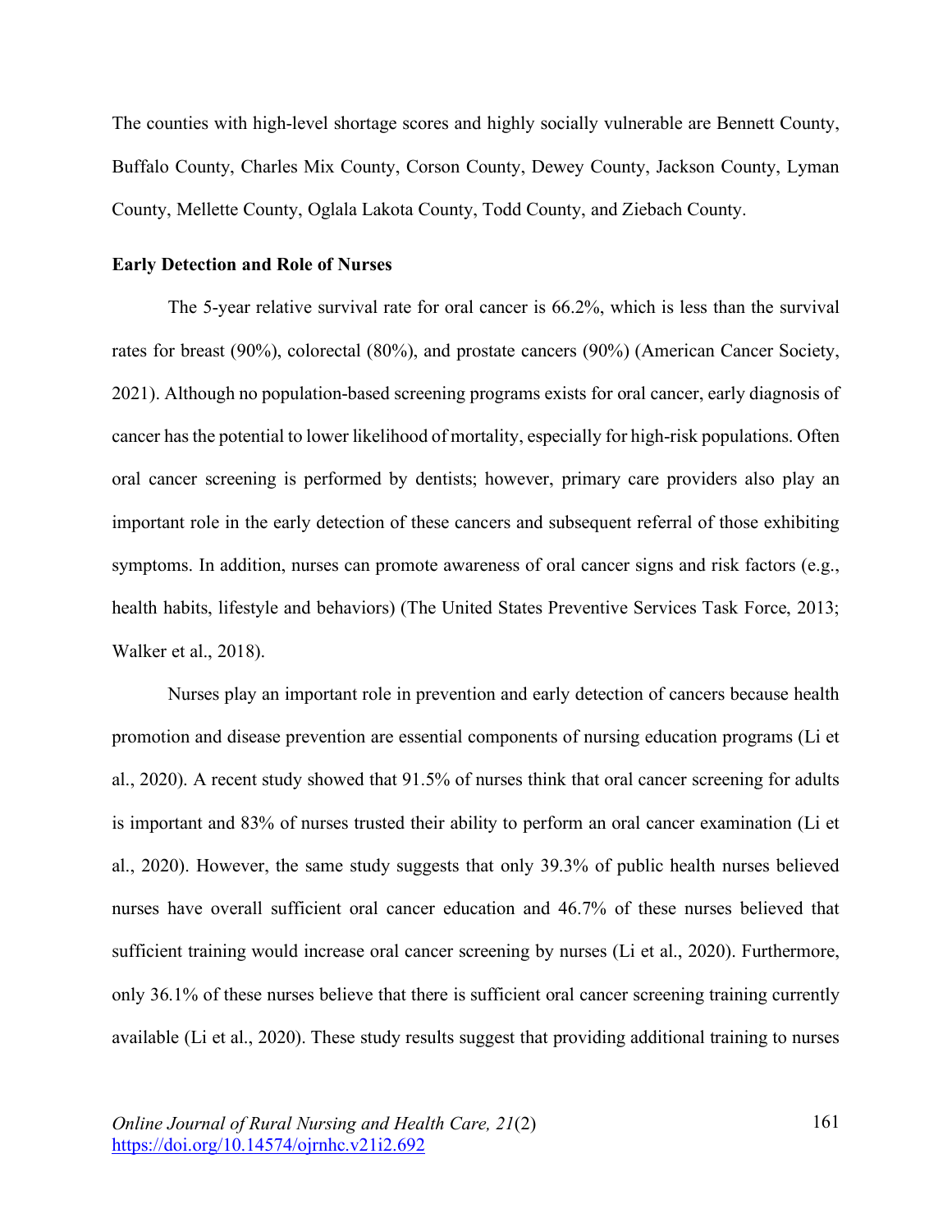The counties with high-level shortage scores and highly socially vulnerable are Bennett County, Buffalo County, Charles Mix County, Corson County, Dewey County, Jackson County, Lyman County, Mellette County, Oglala Lakota County, Todd County, and Ziebach County.

**Early Detection and Role of Nurses**

The 5-year relative survival rate for oral cancer is 66.2%, which is less than the survival rates for breast (90%), colorectal (80%), and prostate cancers (90%) (American Cancer Society, 2021). Although no population-based screening programs exists for oral cancer, early diagnosis of cancer has the potential to lower likelihood of mortality, especially for high-risk populations. Often oral cancer screening is performed by dentists; however, primary care providers also play an important role in the early detection of these cancers and subsequent referral of those exhibiting symptoms. In addition, nurses can promote awareness of oral cancer signs and risk factors (e.g., health habits, lifestyle and behaviors) (The United States Preventive Services Task Force, 2013; Walker et al., 2018).

Nurses play an important role in prevention and early detection of cancers because health promotion and disease prevention are essential components of nursing education programs (Li et al., 2020). A recent study showed that 91.5% of nurses think that oral cancer screening for adults is important and 83% of nurses trusted their ability to perform an oral cancer examination (Li et al., 2020). However, the same study suggests that only 39.3% of public health nurses believed nurses have overall sufficient oral cancer education and 46.7% of these nurses believed that sufficient training would increase oral cancer screening by nurses (Li et al., 2020). Furthermore, only 36.1% of these nurses believe that there is sufficient oral cancer screening training currently available (Li et al., 2020). These study results suggest that providing additional training to nurses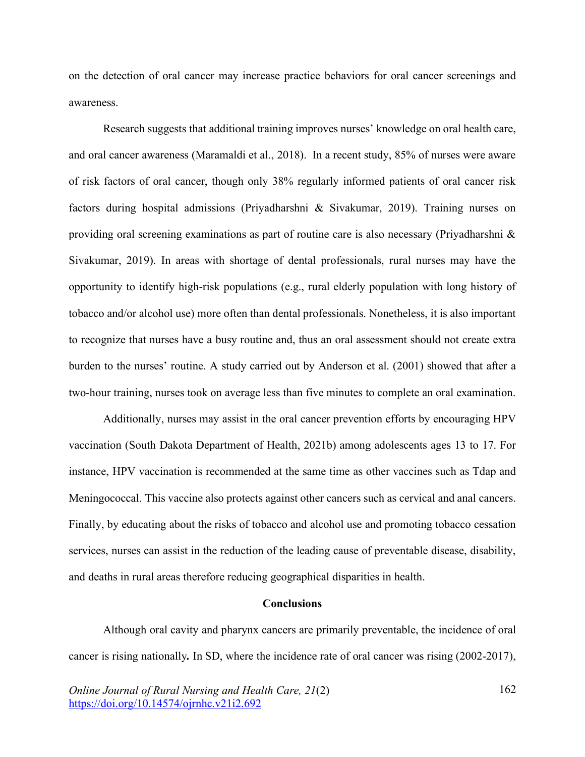on the detection of oral cancer may increase practice behaviors for oral cancer screenings and awareness.

Research suggests that additional training improves nurses' knowledge on oral health care, and oral cancer awareness (Maramaldi et al., 2018). In a recent study, 85% of nurses were aware of risk factors of oral cancer, though only 38% regularly informed patients of oral cancer risk factors during hospital admissions (Priyadharshni & Sivakumar, 2019). Training nurses on providing oral screening examinations as part of routine care is also necessary (Priyadharshni & Sivakumar, 2019). In areas with shortage of dental professionals, rural nurses may have the opportunity to identify high-risk populations (e.g., rural elderly population with long history of tobacco and/or alcohol use) more often than dental professionals. Nonetheless, it is also important to recognize that nurses have a busy routine and, thus an oral assessment should not create extra burden to the nurses' routine. A study carried out by Anderson et al. (2001) showed that after a two-hour training, nurses took on average less than five minutes to complete an oral examination.

Additionally, nurses may assist in the oral cancer prevention efforts by encouraging HPV vaccination (South Dakota Department of Health, 2021b) among adolescents ages 13 to 17. For instance, HPV vaccination is recommended at the same time as other vaccines such as Tdap and Meningococcal. This vaccine also protects against other cancers such as cervical and anal cancers. Finally, by educating about the risks of tobacco and alcohol use and promoting tobacco cessation services, nurses can assist in the reduction of the leading cause of preventable disease, disability, and deaths in rural areas therefore reducing geographical disparities in health.

## Conclusions

Although oral cavity and pharynx cancers are primarily preventable, the incidence of oral cancer is rising nationally**.** In SD, where the incidence rate of oral cancer was rising (2002-2017),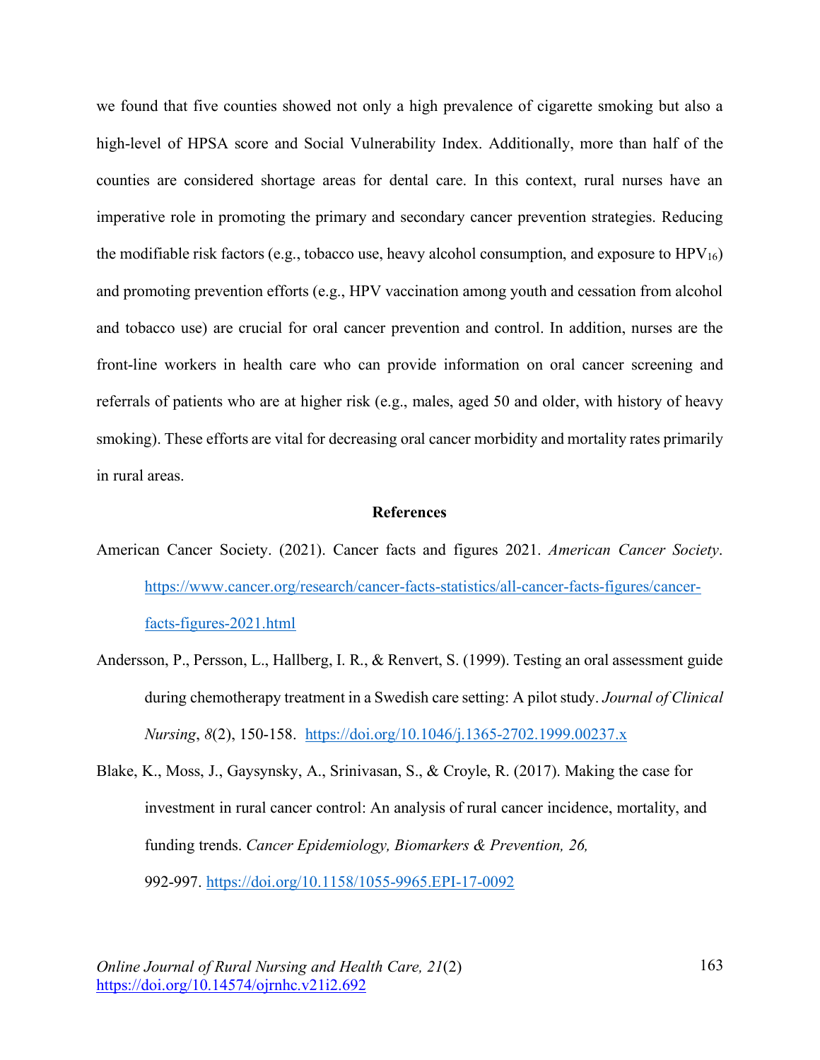we found that five counties showed not only a high prevalence of cigarette smoking but also a high-level of HPSA score and Social Vulnerability Index. Additionally, more than half of the counties are considered shortage areas for dental care. In this context, rural nurses have an imperative role in promoting the primary and secondary cancer prevention strategies. Reducing the modifiable risk factors (e.g., tobacco use, heavy alcohol consumption, and exposure to $HPV_{16}$) and promoting prevention efforts (e.g., HPV vaccination among youth and cessation from alcohol and tobacco use) are crucial for oral cancer prevention and control. In addition, nurses are the front-line workers in health care who can provide information on oral cancer screening and referrals of patients who are at higher risk (e.g., males, aged 50 and older, with history of heavy smoking). These efforts are vital for decreasing oral cancer morbidity and mortality rates primarily in rural areas.

## References

American Cancer Society. (2021). Cancer facts and figures 2021. *American Cancer Society*. https://www.cancer.org/research/cancer-facts-statistics/all-cancer-facts-figures/cancer-facts-figures-2021.html

Andersson, P., Persson, L., Hallberg, I. R., & Renvert, S. (1999). Testing an oral assessment guide during chemotherapy treatment in a Swedish care setting: A pilot study. *Journal of Clinical Nursing*, *8*(2), 150-158. https://doi.org/10.1046/j.1365-2702.1999.00237.x

Blake, K., Moss, J., Gaysynsky, A., Srinivasan, S., & Croyle, R. (2017). Making the case for investment in rural cancer control: An analysis of rural cancer incidence, mortality, and funding trends. *Cancer Epidemiology, Biomarkers & Prevention, 26,* 992-997. https://doi.org/10.1158/1055-9965.EPI-17-0092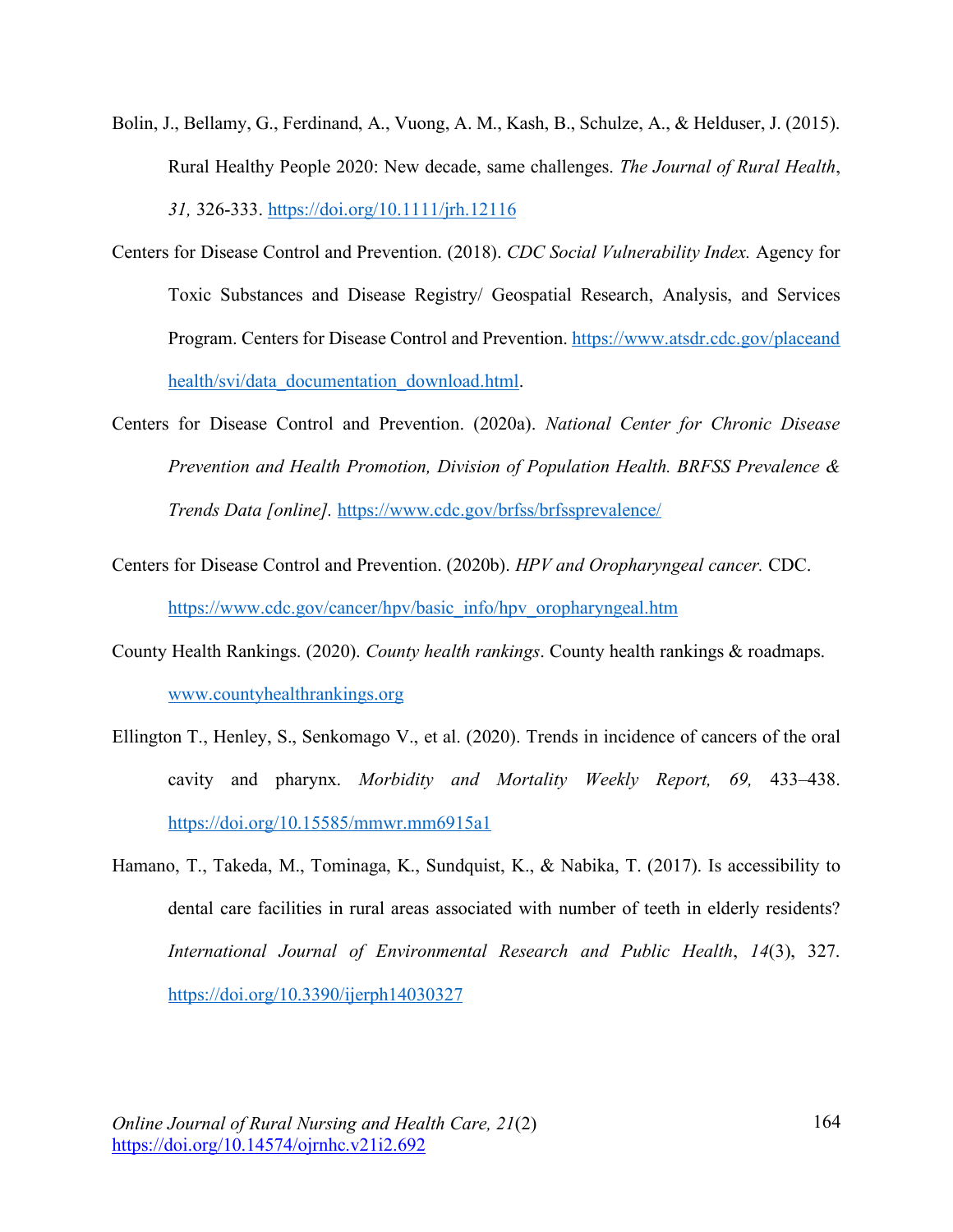Bolin, J., Bellamy, G., Ferdinand, A., Vuong, A. M., Kash, B., Schulze, A., & Helduser, J. (2015). Rural Healthy People 2020: New decade, same challenges. *The Journal of Rural Health*, *31,* 326-333. https://doi.org/10.1111/jrh.12116

Centers for Disease Control and Prevention. (2018). *CDC Social Vulnerability Index.* Agency for Toxic Substances and Disease Registry/ Geospatial Research, Analysis, and Services Program. Centers for Disease Control and Prevention. https://www.atsdr.cdc.gov/placeandhealth/svi/data_documentation_download.html.

Centers for Disease Control and Prevention. (2020a). *National Center for Chronic Disease Prevention and Health Promotion, Division of Population Health. BRFSS Prevalence & Trends Data [online].* https://www.cdc.gov/brfss/brfssprevalence/

Centers for Disease Control and Prevention. (2020b). *HPV and Oropharyngeal cancer.* CDC. https://www.cdc.gov/cancer/hpv/basic_info/hpv_oropharyngeal.htm

County Health Rankings. (2020). *County health rankings*. County health rankings & roadmaps. www.countyhealthrankings.org

Ellington T., Henley, S., Senkomago V., et al. (2020). Trends in incidence of cancers of the oral cavity and pharynx. *Morbidity and Mortality Weekly Report, 69,* 433–438. https://doi.org/10.15585/mmwr.mm6915a1

Hamano, T., Takeda, M., Tominaga, K., Sundquist, K., & Nabika, T. (2017). Is accessibility to dental care facilities in rural areas associated with number of teeth in elderly residents? *International Journal of Environmental Research and Public Health*, *14*(3), 327. https://doi.org/10.3390/ijerph14030327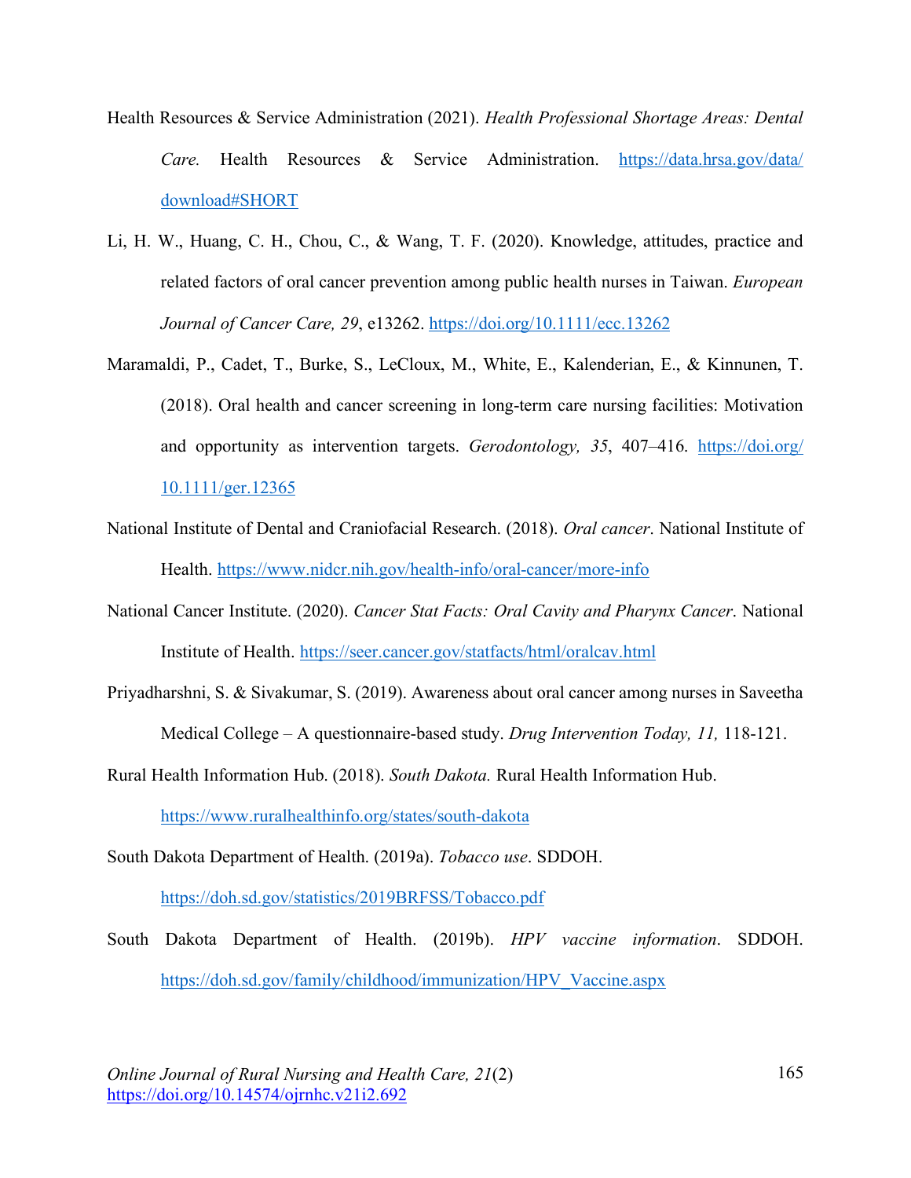Health Resources & Service Administration (2021). *Health Professional Shortage Areas: Dental Care.* Health Resources & Service Administration. https://data.hrsa.gov/data/download#SHORT

Li, H. W., Huang, C. H., Chou, C., & Wang, T. F. (2020). Knowledge, attitudes, practice and related factors of oral cancer prevention among public health nurses in Taiwan. *European Journal of Cancer Care, 29*, e13262. https://doi.org/10.1111/ecc.13262

Maramaldi, P., Cadet, T., Burke, S., LeCloux, M., White, E., Kalenderian, E., & Kinnunen, T. (2018). Oral health and cancer screening in long-term care nursing facilities: Motivation and opportunity as intervention targets. *Gerodontology, 35*, 407–416. https://doi.org/10.1111/ger.12365

National Institute of Dental and Craniofacial Research. (2018). *Oral cancer*. National Institute of Health. https://www.nidcr.nih.gov/health-info/oral-cancer/more-info

National Cancer Institute. (2020). *Cancer Stat Facts: Oral Cavity and Pharynx Cancer*. National Institute of Health. https://seer.cancer.gov/statfacts/html/oralcav.html

Priyadharshni, S. & Sivakumar, S. (2019). Awareness about oral cancer among nurses in Saveetha Medical College – A questionnaire-based study. *Drug Intervention Today, 11,* 118-121.

Rural Health Information Hub. (2018). *South Dakota.* Rural Health Information Hub. https://www.ruralhealthinfo.org/states/south-dakota

South Dakota Department of Health. (2019a). *Tobacco use*. SDDOH. https://doh.sd.gov/statistics/2019BRFSS/Tobacco.pdf

South Dakota Department of Health. (2019b). *HPV vaccine information*. SDDOH. https://doh.sd.gov/family/childhood/immunization/HPV_Vaccine.aspx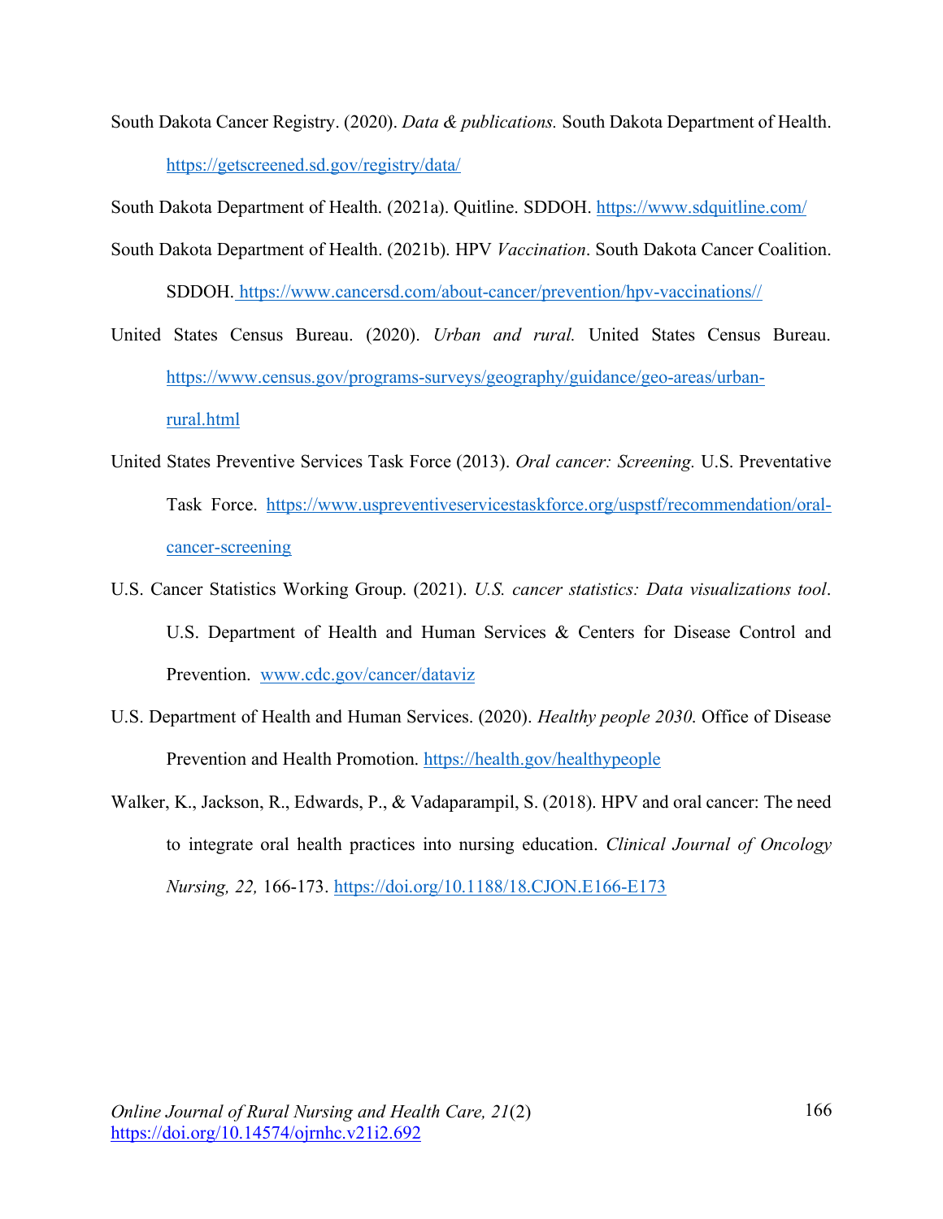South Dakota Cancer Registry. (2020). *Data & publications.* South Dakota Department of Health. https://getscreened.sd.gov/registry/data/

South Dakota Department of Health. (2021a). Quitline. SDDOH. https://www.sdquitline.com/

South Dakota Department of Health. (2021b). HPV *Vaccination*. South Dakota Cancer Coalition. SDDOH. https://www.cancersd.com/about-cancer/prevention/hpv-vaccinations//

United States Census Bureau. (2020). *Urban and rural.* United States Census Bureau. https://www.census.gov/programs-surveys/geography/guidance/geo-areas/urban-rural.html

United States Preventive Services Task Force (2013). *Oral cancer: Screening.* U.S. Preventative Task Force. https://www.uspreventiveservicestaskforce.org/uspstf/recommendation/oral-cancer-screening

U.S. Cancer Statistics Working Group. (2021). *U.S. cancer statistics: Data visualizations tool*. U.S. Department of Health and Human Services & Centers for Disease Control and Prevention. www.cdc.gov/cancer/dataviz

U.S. Department of Health and Human Services. (2020). *Healthy people 2030.* Office of Disease Prevention and Health Promotion. https://health.gov/healthypeople

Walker, K., Jackson, R., Edwards, P., & Vadaparampil, S. (2018). HPV and oral cancer: The need to integrate oral health practices into nursing education. *Clinical Journal of Oncology Nursing, 22,* 166-173. https://doi.org/10.1188/18.CJON.E166-E173